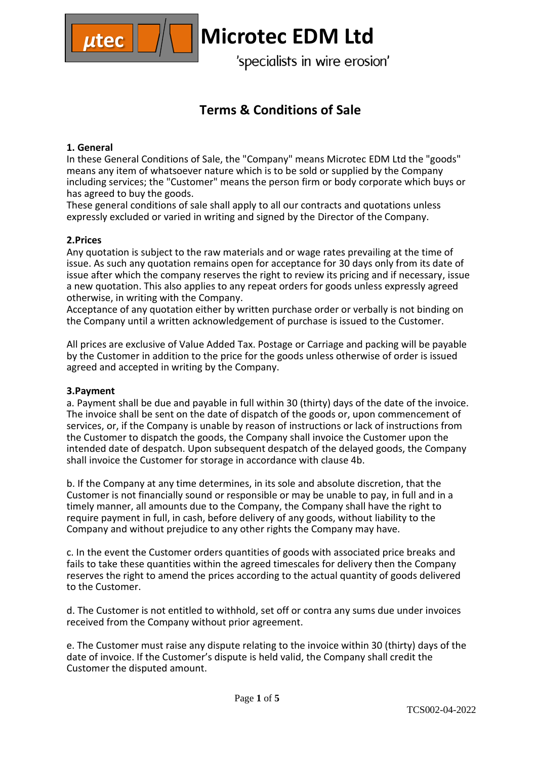# Microtec EDM Ltd

'specialists in wire erosion'

## Terms & Conditions of Sale

### 1. General

In these General Conditions of Sale, the "Company" means Microtec EDM Ltd the "goods" means any item of whatsoever nature which is to be sold or supplied by the Company including services; the "Customer" means the person firm or body corporate which buys or has agreed to buy the goods.

These general conditions of sale shall apply to all our contracts and quotations unless expressly excluded or varied in writing and signed by the Director of the Company.

### 2.Prices

Any quotation is subject to the raw materials and or wage rates prevailing at the time of issue. As such any quotation remains open for acceptance for 30 days only from its date of issue after which the company reserves the right to review its pricing and if necessary, issue a new quotation. This also applies to any repeat orders for goods unless expressly agreed otherwise, in writing with the Company.

Acceptance of any quotation either by written purchase order or verbally is not binding on the Company until a written acknowledgement of purchase is issued to the Customer.

All prices are exclusive of Value Added Tax. Postage or Carriage and packing will be payable by the Customer in addition to the price for the goods unless otherwise of order is issued agreed and accepted in writing by the Company.

### 3.Payment

a. Payment shall be due and payable in full within 30 (thirty) days of the date of the invoice. The invoice shall be sent on the date of dispatch of the goods or, upon commencement of services, or, if the Company is unable by reason of instructions or lack of instructions from the Customer to dispatch the goods, the Company shall invoice the Customer upon the intended date of despatch. Upon subsequent despatch of the delayed goods, the Company shall invoice the Customer for storage in accordance with clause 4b.

b. If the Company at any time determines, in its sole and absolute discretion, that the Customer is not financially sound or responsible or may be unable to pay, in full and in a timely manner, all amounts due to the Company, the Company shall have the right to require payment in full, in cash, before delivery of any goods, without liability to the Company and without prejudice to any other rights the Company may have.

c. In the event the Customer orders quantities of goods with associated price breaks and fails to take these quantities within the agreed timescales for delivery then the Company reserves the right to amend the prices according to the actual quantity of goods delivered to the Customer.

d. The Customer is not entitled to withhold, set off or contra any sums due under invoices received from the Company without prior agreement.

e. The Customer must raise any dispute relating to the invoice within 30 (thirty) days of the date of invoice. If the Customer's dispute is held valid, the Company shall credit the Customer the disputed amount.

TCS002-04-2022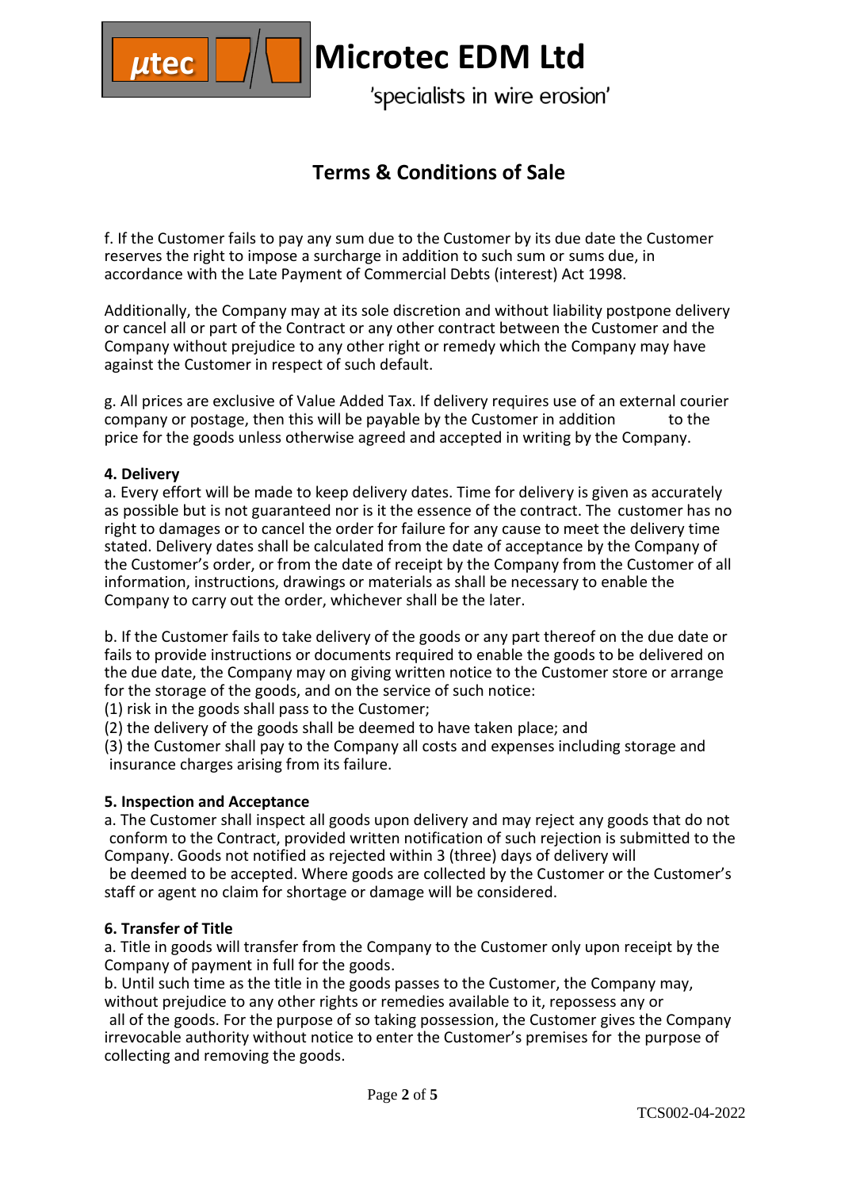# Microtec EDM Ltd

'specialists in wire erosion'

## Terms & Conditions of Sale

f. If the Customer fails to pay any sum due to the Customer by its due date the Customer reserves the right to impose a surcharge in addition to such sum or sums due, in accordance with the Late Payment of Commercial Debts (interest) Act 1998.

Additionally, the Company may at its sole discretion and without liability postpone delivery or cancel all or part of the Contract or any other contract between the Customer and the Company without prejudice to any other right or remedy which the Company may have against the Customer in respect of such default.

g. All prices are exclusive of Value Added Tax. If delivery requires use of an external courier company or postage, then this will be payable by the Customer in addition to the price for the goods unless otherwise agreed and accepted in writing by the Company.

**4. Delivery**

a. Every effort will be made to keep delivery dates. Time for delivery is given as accurately as possible but is not guaranteed nor is it the essence of the contract. The customer has no right to damages or to cancel the order for failure for any cause to meet the delivery time stated. Delivery dates shall be calculated from the date of acceptance by the Company of the Customer's order, or from the date of receipt by the Company from the Customer of all information, instructions, drawings or materials as shall be necessary to enable the Company to carry out the order, whichever shall be the later.

b. If the Customer fails to take delivery of the goods or any part thereof on the due date or fails to provide instructions or documents required to enable the goods to be delivered on the due date, the Company may on giving written notice to the Customer store or arrange for the storage of the goods, and on the service of such notice:
(1) risk in the goods shall pass to the Customer;
(2) the delivery of the goods shall be deemed to have taken place; and
(3) the Customer shall pay to the Company all costs and expenses including storage and insurance charges arising from its failure.

**5. Inspection and Acceptance**

a. The Customer shall inspect all goods upon delivery and may reject any goods that do not conform to the Contract, provided written notification of such rejection is submitted to the Company. Goods not notified as rejected within 3 (three) days of delivery will be deemed to be accepted. Where goods are collected by the Customer or the Customer's staff or agent no claim for shortage or damage will be considered.

**6. Transfer of Title**

a. Title in goods will transfer from the Company to the Customer only upon receipt by the Company of payment in full for the goods.
b. Until such time as the title in the goods passes to the Customer, the Company may, without prejudice to any other rights or remedies available to it, repossess any or all of the goods. For the purpose of so taking possession, the Customer gives the Company irrevocable authority without notice to enter the Customer's premises for the purpose of collecting and removing the goods.

TCS002-04-2022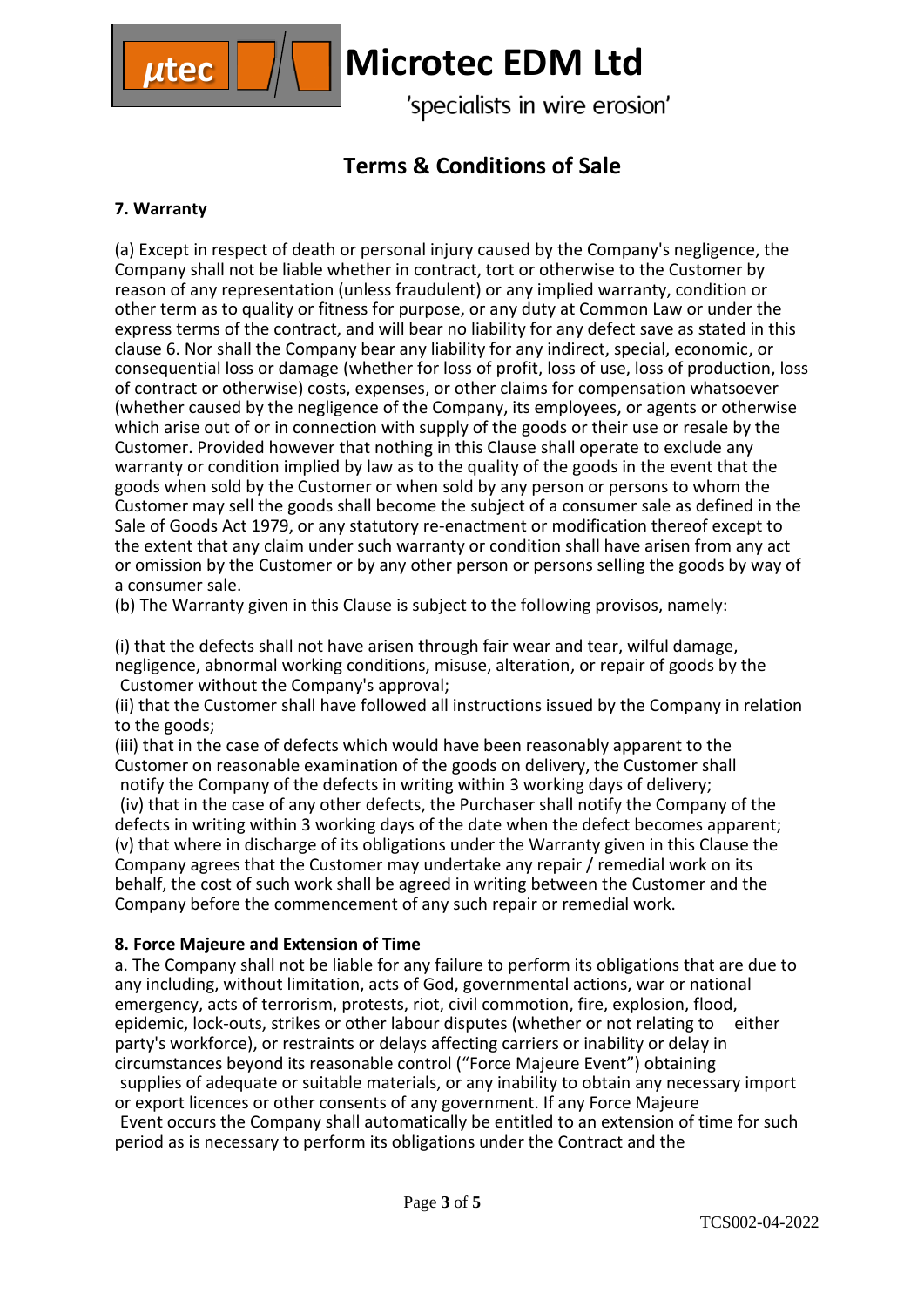## Terms & Conditions of Sale

**7. Warranty**

(a) Except in respect of death or personal injury caused by the Company's negligence, the Company shall not be liable whether in contract, tort or otherwise to the Customer by reason of any representation (unless fraudulent) or any implied warranty, condition or other term as to quality or fitness for purpose, or any duty at Common Law or under the express terms of the contract, and will bear no liability for any defect save as stated in this clause 6. Nor shall the Company bear any liability for any indirect, special, economic, or consequential loss or damage (whether for loss of profit, loss of use, loss of production, loss of contract or otherwise) costs, expenses, or other claims for compensation whatsoever (whether caused by the negligence of the Company, its employees, or agents or otherwise which arise out of or in connection with supply of the goods or their use or resale by the Customer. Provided however that nothing in this Clause shall operate to exclude any warranty or condition implied by law as to the quality of the goods in the event that the goods when sold by the Customer or when sold by any person or persons to whom the Customer may sell the goods shall become the subject of a consumer sale as defined in the Sale of Goods Act 1979, or any statutory re-enactment or modification thereof except to the extent that any claim under such warranty or condition shall have arisen from any act or omission by the Customer or by any other person or persons selling the goods by way of a consumer sale.

(b) The Warranty given in this Clause is subject to the following provisos, namely:

(i) that the defects shall not have arisen through fair wear and tear, wilful damage, negligence, abnormal working conditions, misuse, alteration, or repair of goods by the Customer without the Company's approval;
(ii) that the Customer shall have followed all instructions issued by the Company in relation to the goods;
(iii) that in the case of defects which would have been reasonably apparent to the Customer on reasonable examination of the goods on delivery, the Customer shall notify the Company of the defects in writing within 3 working days of delivery;
(iv) that in the case of any other defects, the Purchaser shall notify the Company of the defects in writing within 3 working days of the date when the defect becomes apparent;
(v) that where in discharge of its obligations under the Warranty given in this Clause the Company agrees that the Customer may undertake any repair / remedial work on its behalf, the cost of such work shall be agreed in writing between the Customer and the Company before the commencement of any such repair or remedial work.

**8. Force Majeure and Extension of Time**

a. The Company shall not be liable for any failure to perform its obligations that are due to any including, without limitation, acts of God, governmental actions, war or national emergency, acts of terrorism, protests, riot, civil commotion, fire, explosion, flood, epidemic, lock-outs, strikes or other labour disputes (whether or not relating to either party's workforce), or restraints or delays affecting carriers or inability or delay in circumstances beyond its reasonable control ("Force Majeure Event") obtaining supplies of adequate or suitable materials, or any inability to obtain any necessary import or export licences or other consents of any government. If any Force Majeure Event occurs the Company shall automatically be entitled to an extension of time for such period as is necessary to perform its obligations under the Contract and the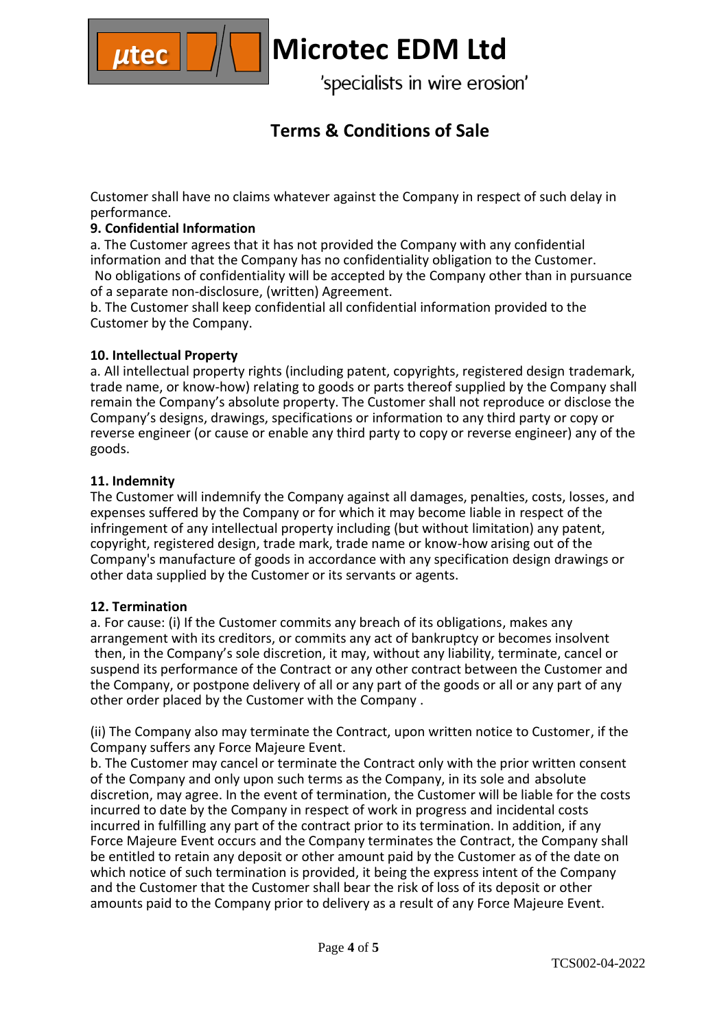Customer shall have no claims whatever against the Company in respect of such delay in performance.

**9. Confidential Information**

a. The Customer agrees that it has not provided the Company with any confidential information and that the Company has no confidentiality obligation to the Customer. No obligations of confidentiality will be accepted by the Company other than in pursuance of a separate non-disclosure, (written) Agreement.

b. The Customer shall keep confidential all confidential information provided to the Customer by the Company.

**10. Intellectual Property**

a. All intellectual property rights (including patent, copyrights, registered design trademark, trade name, or know-how) relating to goods or parts thereof supplied by the Company shall remain the Company's absolute property. The Customer shall not reproduce or disclose the Company's designs, drawings, specifications or information to any third party or copy or reverse engineer (or cause or enable any third party to copy or reverse engineer) any of the goods.

**11. Indemnity**

The Customer will indemnify the Company against all damages, penalties, costs, losses, and expenses suffered by the Company or for which it may become liable in respect of the infringement of any intellectual property including (but without limitation) any patent, copyright, registered design, trade mark, trade name or know-how arising out of the Company's manufacture of goods in accordance with any specification design drawings or other data supplied by the Customer or its servants or agents.

**12. Termination**

a. For cause: (i) If the Customer commits any breach of its obligations, makes any arrangement with its creditors, or commits any act of bankruptcy or becomes insolvent then, in the Company's sole discretion, it may, without any liability, terminate, cancel or suspend its performance of the Contract or any other contract between the Customer and the Company, or postpone delivery of all or any part of the goods or all or any part of any other order placed by the Customer with the Company .

(ii) The Company also may terminate the Contract, upon written notice to Customer, if the Company suffers any Force Majeure Event.

b. The Customer may cancel or terminate the Contract only with the prior written consent of the Company and only upon such terms as the Company, in its sole and absolute discretion, may agree. In the event of termination, the Customer will be liable for the costs incurred to date by the Company in respect of work in progress and incidental costs incurred in fulfilling any part of the contract prior to its termination. In addition, if any Force Majeure Event occurs and the Company terminates the Contract, the Company shall be entitled to retain any deposit or other amount paid by the Customer as of the date on which notice of such termination is provided, it being the express intent of the Company and the Customer that the Customer shall bear the risk of loss of its deposit or other amounts paid to the Company prior to delivery as a result of any Force Majeure Event.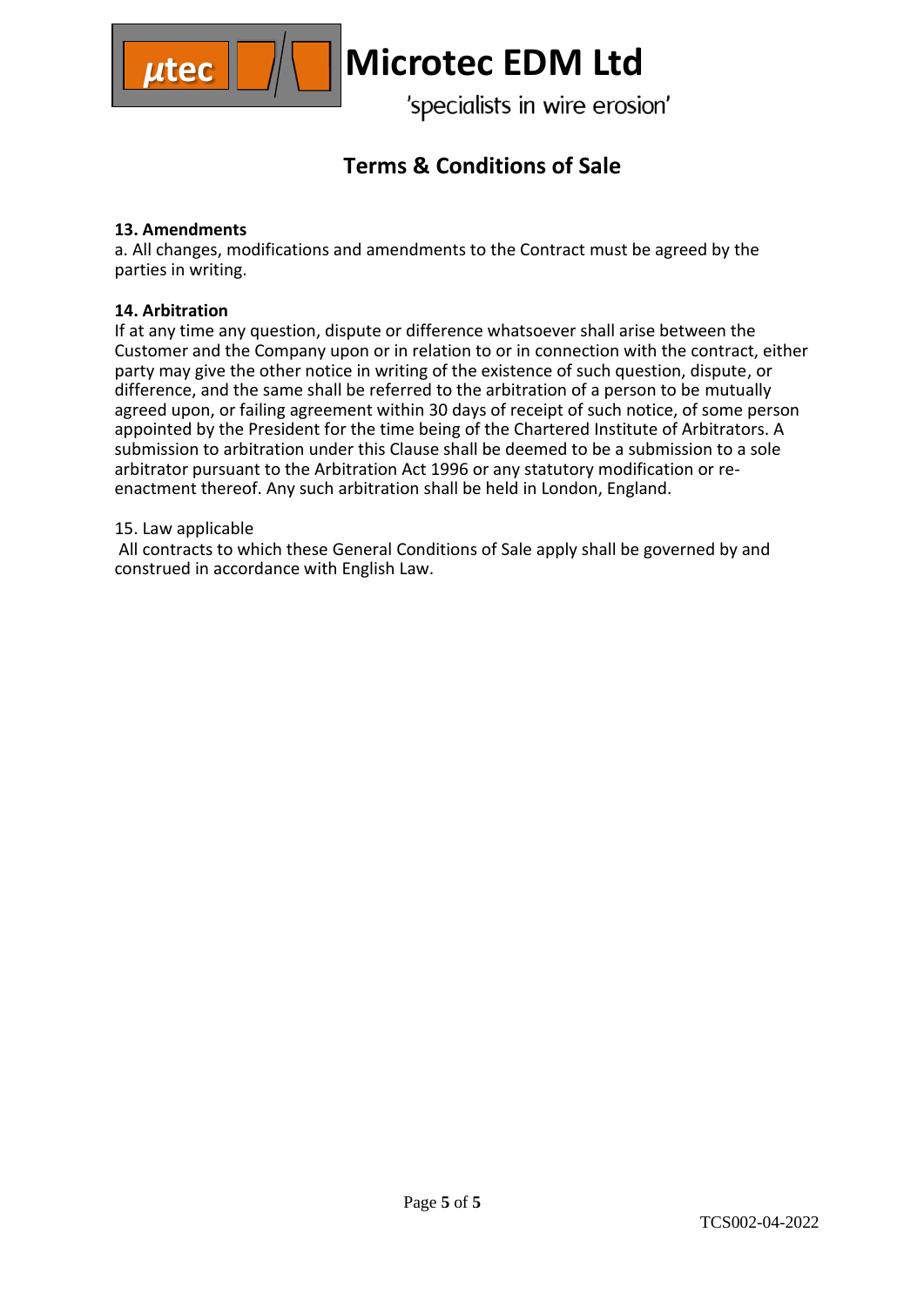# Microtec EDM Ltd

'specialists in wire erosion'

## Terms & Conditions of Sale

**13. Amendments**

a. All changes, modifications and amendments to the Contract must be agreed by the parties in writing.

**14. Arbitration**

If at any time any question, dispute or difference whatsoever shall arise between the Customer and the Company upon or in relation to or in connection with the contract, either party may give the other notice in writing of the existence of such question, dispute, or difference, and the same shall be referred to the arbitration of a person to be mutually agreed upon, or failing agreement within 30 days of receipt of such notice, of some person appointed by the President for the time being of the Chartered Institute of Arbitrators. A submission to arbitration under this Clause shall be deemed to be a submission to a sole arbitrator pursuant to the Arbitration Act 1996 or any statutory modification or re-enactment thereof. Any such arbitration shall be held in London, England.

15. Law applicable

All contracts to which these General Conditions of Sale apply shall be governed by and construed in accordance with English Law.

TCS002-04-2022